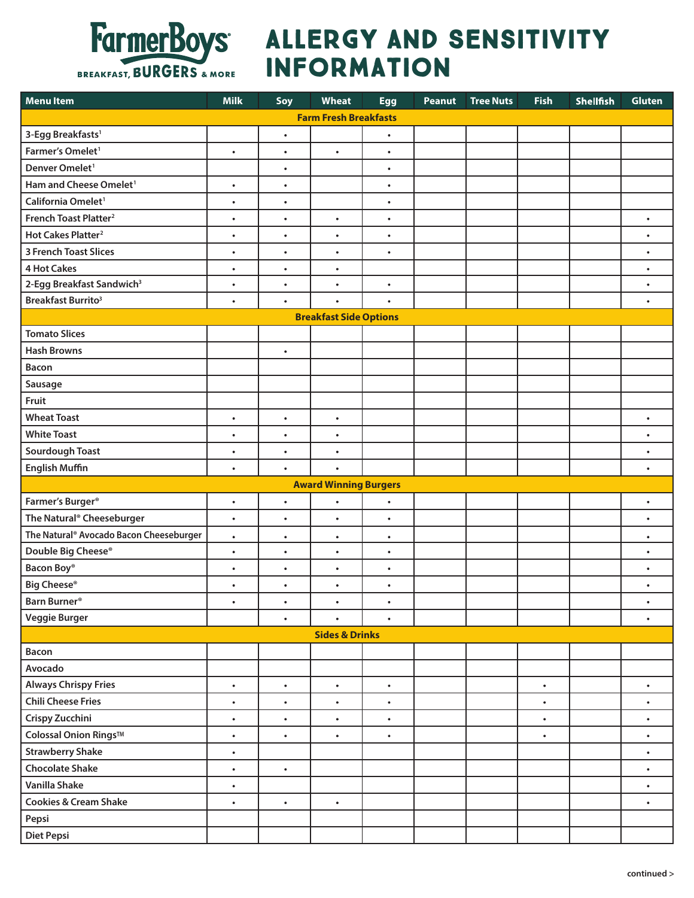# Farmer Boys BREAKFAST, BURGERS & MORE

# ALLERGY AND SENSITIVITY INFORMATION

| Menu Item | Milk | Soy | Wheat | Egg | Peanut | Tree Nuts | Fish | Shellfish | Gluten |
|---|---|---|---|---|---|---|---|---|---|
| **Farm Fresh Breakfasts** | | | | | | | | | |
| 3-Egg Breakfasts[1] | | • | | • | | | | | |
| Farmer's Omelet[1] | • | • | • | • | | | | | |
| Denver Omelet[1] | | • | | • | | | | | |
| Ham and Cheese Omelet[1] | • | • | | • | | | | | |
| California Omelet[1] | • | • | | • | | | | | |
| French Toast Platter[2] | • | • | • | • | | | | | • |
| Hot Cakes Platter[2] | • | • | • | • | | | | | • |
| 3 French Toast Slices | • | • | • | • | | | | | • |
| 4 Hot Cakes | • | • | • | | | | | | • |
| 2-Egg Breakfast Sandwich[3] | • | • | • | • | | | | | • |
| Breakfast Burrito[3] | • | • | • | • | | | | | • |
| **Breakfast Side Options** | | | | | | | | | |
| Tomato Slices | | | | | | | | | |
| Hash Browns | | • | | | | | | | |
| Bacon | | | | | | | | | |
| Sausage | | | | | | | | | |
| Fruit | | | | | | | | | |
| Wheat Toast | • | • | • | | | | | | • |
| White Toast | • | • | • | | | | | | • |
| Sourdough Toast | • | • | • | | | | | | • |
| English Muffin | • | • | • | | | | | | • |
| **Award Winning Burgers** | | | | | | | | | |
| Farmer's Burger® | • | • | • | • | | | | | • |
| The Natural® Cheeseburger | • | • | • | • | | | | | • |
| The Natural® Avocado Bacon Cheeseburger | • | • | • | • | | | | | • |
| Double Big Cheese® | • | • | • | • | | | | | • |
| Bacon Boy® | • | • | • | • | | | | | • |
| Big Cheese® | • | • | • | • | | | | | • |
| Barn Burner® | • | • | • | • | | | | | • |
| Veggie Burger | | • | • | • | | | | | • |
| **Sides & Drinks** | | | | | | | | | |
| Bacon | | | | | | | | | |
| Avocado | | | | | | | | | |
| Always Chrispy Fries | • | • | • | • | | | • | | • |
| Chili Cheese Fries | • | • | • | • | | | • | | • |
| Crispy Zucchini | • | • | • | • | | | • | | • |
| Colossal Onion Rings™ | • | • | • | • | | | • | | • |
| Strawberry Shake | • | | | | | | | | • |
| Chocolate Shake | • | • | | | | | | | • |
| Vanilla Shake | • | | | | | | | | • |
| Cookies & Cream Shake | • | • | • | | | | | | • |
| Pepsi | | | | | | | | | |
| Diet Pepsi | | | | | | | | | |

continued >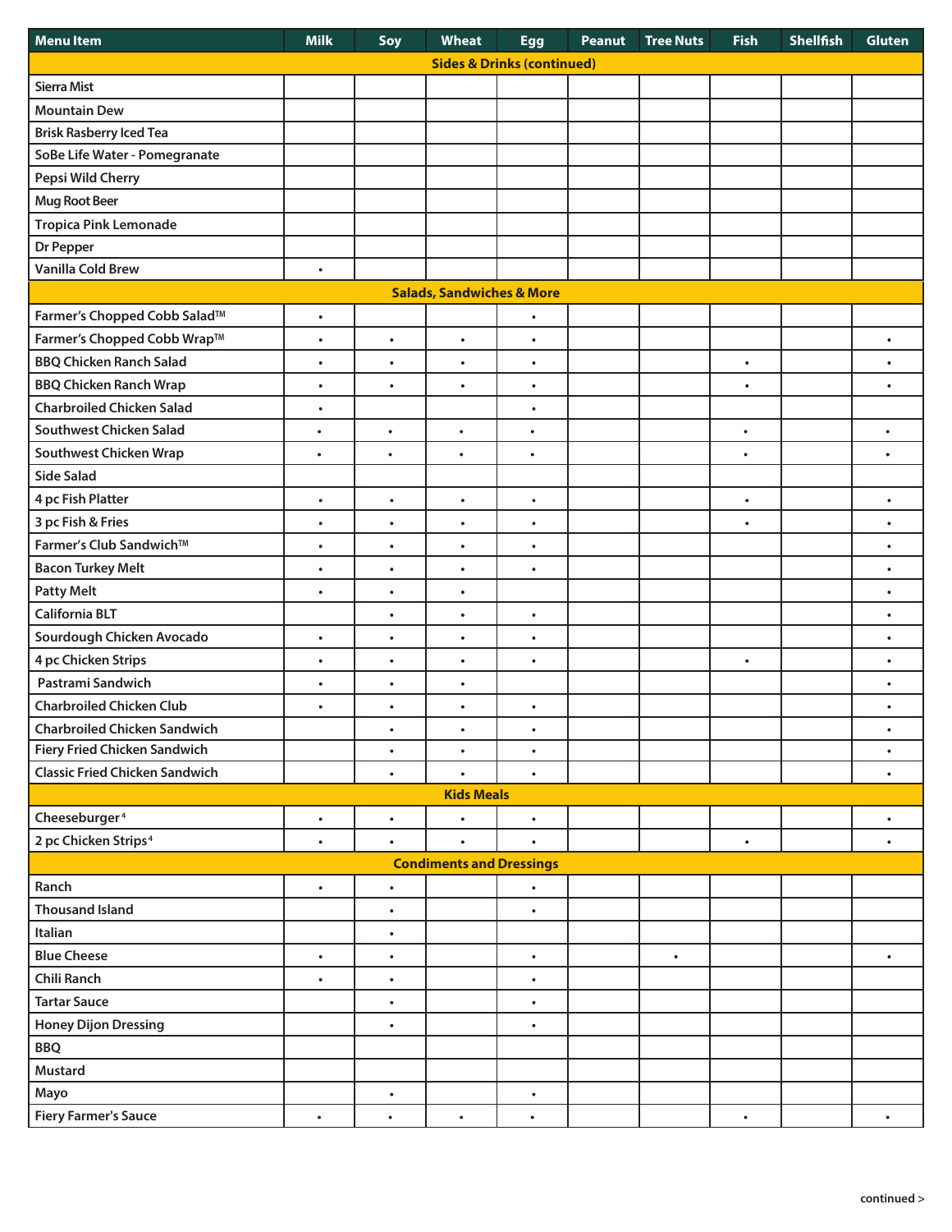| Menu Item | Milk | Soy | Wheat | Egg | Peanut | Tree Nuts | Fish | Shellfish | Gluten |
|---|---|---|---|---|---|---|---|---|---|
| **Sides & Drinks (continued)** | | | | | | | | | |
| Sierra Mist | | | | | | | | | |
| Mountain Dew | | | | | | | | | |
| Brisk Rasberry Iced Tea | | | | | | | | | |
| SoBe Life Water - Pomegranate | | | | | | | | | |
| Pepsi Wild Cherry | | | | | | | | | |
| Mug Root Beer | | | | | | | | | |
| Tropica Pink Lemonade | | | | | | | | | |
| Dr Pepper | | | | | | | | | |
| Vanilla Cold Brew | • | | | | | | | | |
| **Salads, Sandwiches & More** | | | | | | | | | |
| Farmer's Chopped Cobb Salad™ | • | | | • | | | | | |
| Farmer's Chopped Cobb Wrap™ | • | • | • | • | | | | | • |
| BBQ Chicken Ranch Salad | • | • | • | • | | | • | | • |
| BBQ Chicken Ranch Wrap | • | • | • | • | | | • | | • |
| Charbroiled Chicken Salad | • | | | • | | | | | |
| Southwest Chicken Salad | • | • | • | • | | | • | | • |
| Southwest Chicken Wrap | • | • | • | • | | | • | | • |
| Side Salad | | | | | | | | | |
| 4 pc Fish Platter | • | • | • | • | | | • | | • |
| 3 pc Fish & Fries | • | • | • | • | | | • | | • |
| Farmer's Club Sandwich™ | • | • | • | • | | | | | • |
| Bacon Turkey Melt | • | • | • | • | | | | | • |
| Patty Melt | • | • | • | | | | | | • |
| California BLT | | • | • | • | | | | | • |
| Sourdough Chicken Avocado | • | • | • | • | | | | | • |
| 4 pc Chicken Strips | • | • | • | • | | | • | | • |
| Pastrami Sandwich | • | • | • | | | | | | • |
| Charbroiled Chicken Club | • | • | • | • | | | | | • |
| Charbroiled Chicken Sandwich | | • | • | • | | | | | • |
| Fiery Fried Chicken Sandwich | | • | • | • | | | | | • |
| Classic Fried Chicken Sandwich | | • | • | • | | | | | • |
| **Kids Meals** | | | | | | | | | |
| Cheeseburger[4] | • | • | • | • | | | | | • |
| 2 pc Chicken Strips[4] | • | • | • | • | | | • | | • |
| **Condiments and Dressings** | | | | | | | | | |
| Ranch | • | • | | • | | | | | |
| Thousand Island | | • | | • | | | | | |
| Italian | | • | | | | | | | |
| Blue Cheese | • | • | | • | | • | | | • |
| Chili Ranch | • | • | | • | | | | | |
| Tartar Sauce | | • | | • | | | | | |
| Honey Dijon Dressing | | • | | • | | | | | |
| BBQ | | | | | | | | | |
| Mustard | | | | | | | | | |
| Mayo | | • | | • | | | | | |
| Fiery Farmer's Sauce | • | • | • | • | | | • | | • |

continued >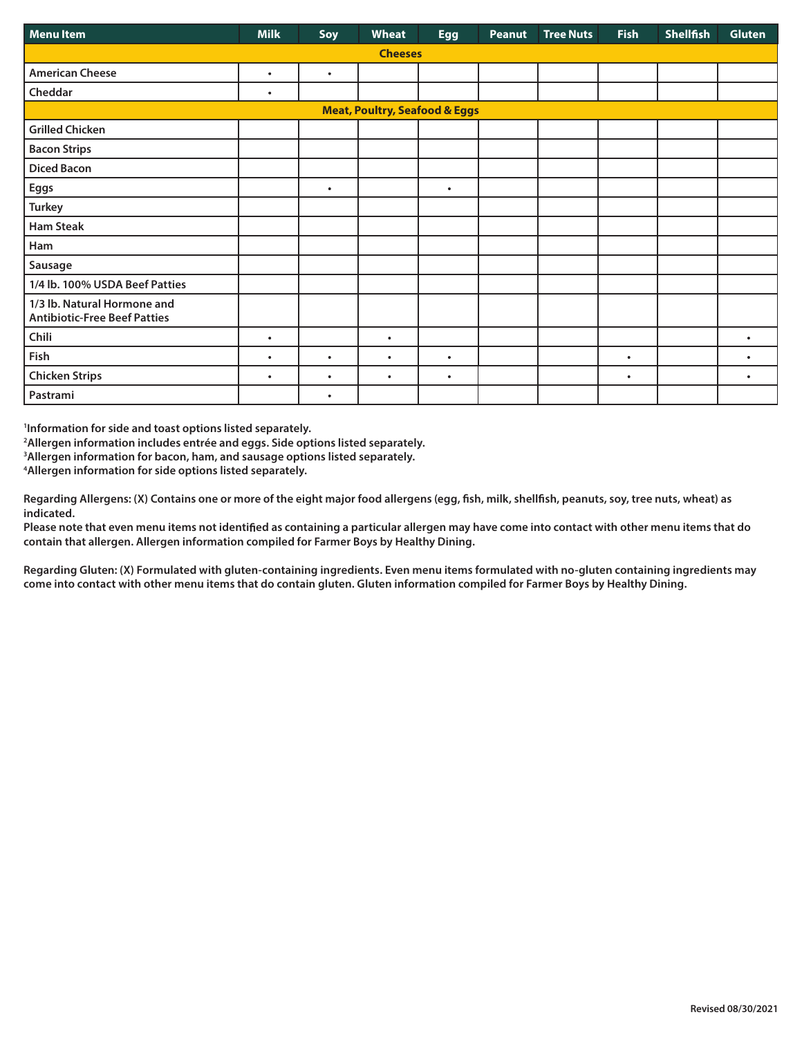| Menu Item | Milk | Soy | Wheat | Egg | Peanut | Tree Nuts | Fish | Shellfish | Gluten |
|---|---|---|---|---|---|---|---|---|---|
| **Cheeses** | | | | | | | | | |
| American Cheese | • | • | | | | | | | |
| Cheddar | • | | | | | | | | |
| **Meat, Poultry, Seafood & Eggs** | | | | | | | | | |
| Grilled Chicken | | | | | | | | | |
| Bacon Strips | | | | | | | | | |
| Diced Bacon | | | | | | | | | |
| Eggs | | • | | • | | | | | |
| Turkey | | | | | | | | | |
| Ham Steak | | | | | | | | | |
| Ham | | | | | | | | | |
| Sausage | | | | | | | | | |
| 1/4 lb. 100% USDA Beef Patties | | | | | | | | | |
| 1/3 lb. Natural Hormone and Antibiotic-Free Beef Patties | | | | | | | | | |
| Chili | • | | • | | | | | | • |
| Fish | • | • | • | • | | | • | | • |
| Chicken Strips | • | • | • | • | | | • | | • |
| Pastrami | | • | | | | | | | |

[1]Information for side and toast options listed separately.
[2]Allergen information includes entrée and eggs. Side options listed separately.
[3]Allergen information for bacon, ham, and sausage options listed separately.
[4]Allergen information for side options listed separately.

**Regarding Allergens: (X) Contains one or more of the eight major food allergens (egg, fish, milk, shellfish, peanuts, soy, tree nuts, wheat) as indicated.**
**Please note that even menu items not identified as containing a particular allergen may have come into contact with other menu items that do contain that allergen. Allergen information compiled for Farmer Boys by Healthy Dining.**

**Regarding Gluten: (X) Formulated with gluten-containing ingredients. Even menu items formulated with no-gluten containing ingredients may come into contact with other menu items that do contain gluten. Gluten information compiled for Farmer Boys by Healthy Dining.**

Revised 08/30/2021